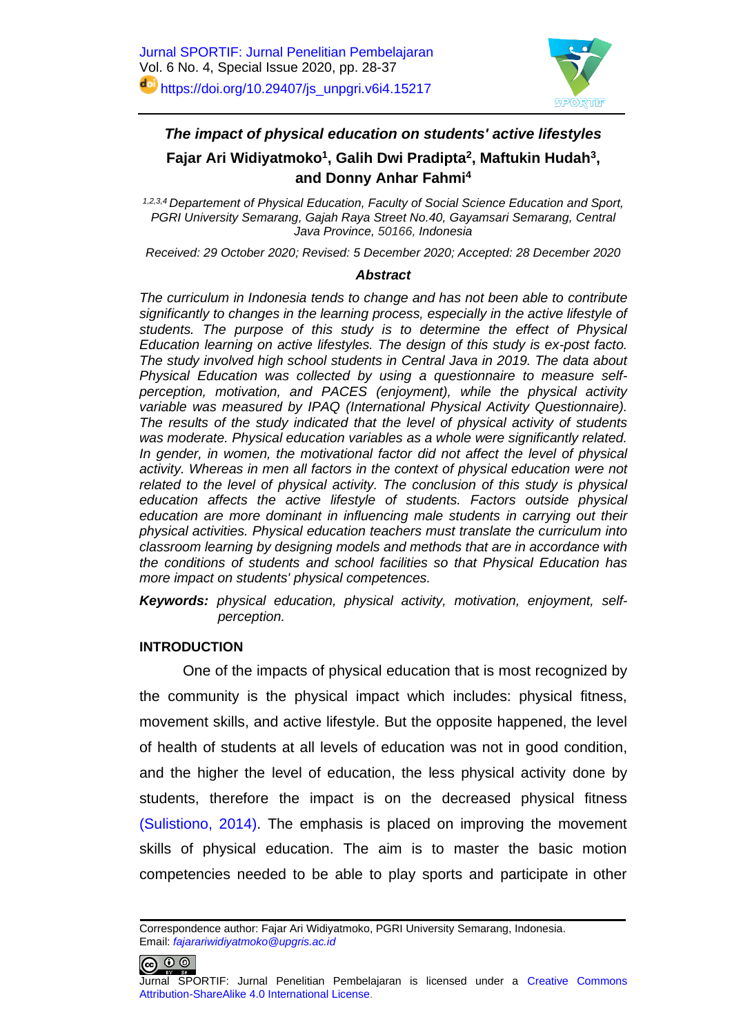# The impact of physical education on students' active lifestyles

**Fajar Ari Widiyatmoko[1], Galih Dwi Pradipta[2], Maftukin Hudah[3], and Donny Anhar Fahmi[4]**

[1,2,3,4] *Departement of Physical Education, Faculty of Social Science Education and Sport, PGRI University Semarang, Gajah Raya Street No.40, Gayamsari Semarang, Central Java Province, 50166, Indonesia*

*Received: 29 October 2020; Revised: 5 December 2020; Accepted: 28 December 2020*

### Abstract

*The curriculum in Indonesia tends to change and has not been able to contribute significantly to changes in the learning process, especially in the active lifestyle of students. The purpose of this study is to determine the effect of Physical Education learning on active lifestyles. The design of this study is ex-post facto. The study involved high school students in Central Java in 2019. The data about Physical Education was collected by using a questionnaire to measure self-perception, motivation, and PACES (enjoyment), while the physical activity variable was measured by IPAQ (International Physical Activity Questionnaire). The results of the study indicated that the level of physical activity of students was moderate. Physical education variables as a whole were significantly related. In gender, in women, the motivational factor did not affect the level of physical activity. Whereas in men all factors in the context of physical education were not related to the level of physical activity. The conclusion of this study is physical education affects the active lifestyle of students. Factors outside physical education are more dominant in influencing male students in carrying out their physical activities. Physical education teachers must translate the curriculum into classroom learning by designing models and methods that are in accordance with the conditions of students and school facilities so that Physical Education has more impact on students' physical competences.*

***Keywords:*** *physical education, physical activity, motivation, enjoyment, self-perception.*

## INTRODUCTION

One of the impacts of physical education that is most recognized by the community is the physical impact which includes: physical fitness, movement skills, and active lifestyle. But the opposite happened, the level of health of students at all levels of education was not in good condition, and the higher the level of education, the less physical activity done by students, therefore the impact is on the decreased physical fitness (Sulistiono, 2014). The emphasis is placed on improving the movement skills of physical education. The aim is to master the basic motion competencies needed to be able to play sports and participate in other

---

Correspondence author: Fajar Ari Widiyatmoko, PGRI University Semarang, Indonesia. Email: *fajarariwidiyatmoko@upgris.ac.id*

Jurnal SPORTIF: Jurnal Penelitian Pembelajaran is licensed under a Creative Commons Attribution-ShareAlike 4.0 International License.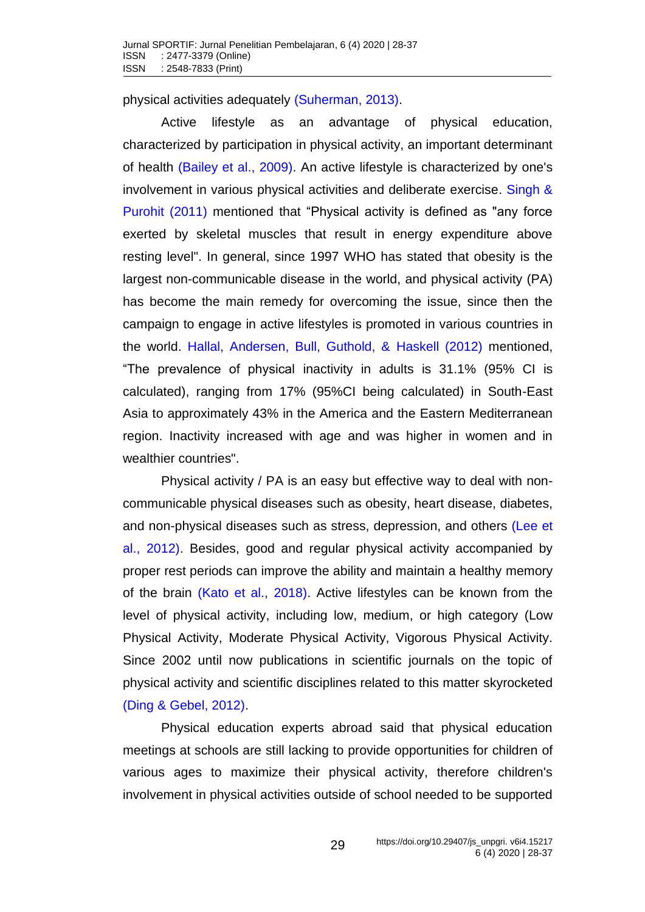physical activities adequately (Suherman, 2013).

Active lifestyle as an advantage of physical education, characterized by participation in physical activity, an important determinant of health (Bailey et al., 2009). An active lifestyle is characterized by one's involvement in various physical activities and deliberate exercise. Singh & Purohit (2011) mentioned that "Physical activity is defined as "any force exerted by skeletal muscles that result in energy expenditure above resting level". In general, since 1997 WHO has stated that obesity is the largest non-communicable disease in the world, and physical activity (PA) has become the main remedy for overcoming the issue, since then the campaign to engage in active lifestyles is promoted in various countries in the world. Hallal, Andersen, Bull, Guthold, & Haskell (2012) mentioned, "The prevalence of physical inactivity in adults is 31.1% (95% CI is calculated), ranging from 17% (95%CI being calculated) in South-East Asia to approximately 43% in the America and the Eastern Mediterranean region. Inactivity increased with age and was higher in women and in wealthier countries".

Physical activity / PA is an easy but effective way to deal with non-communicable physical diseases such as obesity, heart disease, diabetes, and non-physical diseases such as stress, depression, and others (Lee et al., 2012). Besides, good and regular physical activity accompanied by proper rest periods can improve the ability and maintain a healthy memory of the brain (Kato et al., 2018). Active lifestyles can be known from the level of physical activity, including low, medium, or high category (Low Physical Activity, Moderate Physical Activity, Vigorous Physical Activity. Since 2002 until now publications in scientific journals on the topic of physical activity and scientific disciplines related to this matter skyrocketed (Ding & Gebel, 2012).

Physical education experts abroad said that physical education meetings at schools are still lacking to provide opportunities for children of various ages to maximize their physical activity, therefore children's involvement in physical activities outside of school needed to be supported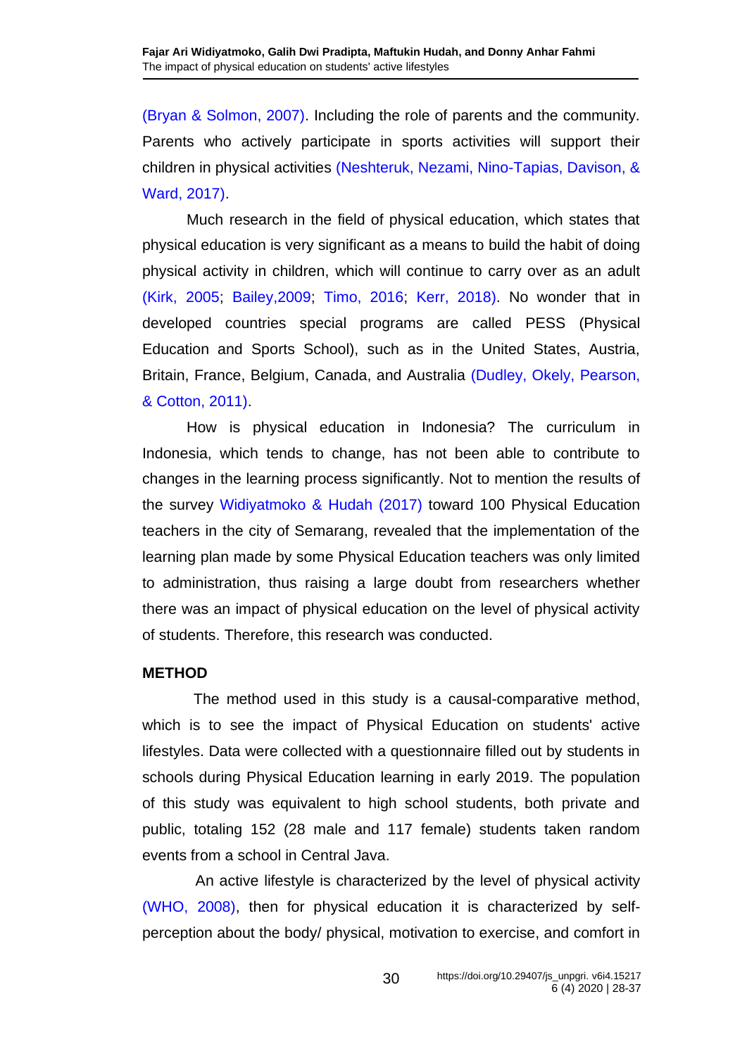(Bryan & Solmon, 2007). Including the role of parents and the community. Parents who actively participate in sports activities will support their children in physical activities (Neshteruk, Nezami, Nino-Tapias, Davison, & Ward, 2017).

Much research in the field of physical education, which states that physical education is very significant as a means to build the habit of doing physical activity in children, which will continue to carry over as an adult (Kirk, 2005; Bailey,2009; Timo, 2016; Kerr, 2018). No wonder that in developed countries special programs are called PESS (Physical Education and Sports School), such as in the United States, Austria, Britain, France, Belgium, Canada, and Australia (Dudley, Okely, Pearson, & Cotton, 2011).

How is physical education in Indonesia? The curriculum in Indonesia, which tends to change, has not been able to contribute to changes in the learning process significantly. Not to mention the results of the survey Widiyatmoko & Hudah (2017) toward 100 Physical Education teachers in the city of Semarang, revealed that the implementation of the learning plan made by some Physical Education teachers was only limited to administration, thus raising a large doubt from researchers whether there was an impact of physical education on the level of physical activity of students. Therefore, this research was conducted.

## METHOD

The method used in this study is a causal-comparative method, which is to see the impact of Physical Education on students' active lifestyles. Data were collected with a questionnaire filled out by students in schools during Physical Education learning in early 2019. The population of this study was equivalent to high school students, both private and public, totaling 152 (28 male and 117 female) students taken random events from a school in Central Java.

An active lifestyle is characterized by the level of physical activity (WHO, 2008), then for physical education it is characterized by self-perception about the body/ physical, motivation to exercise, and comfort in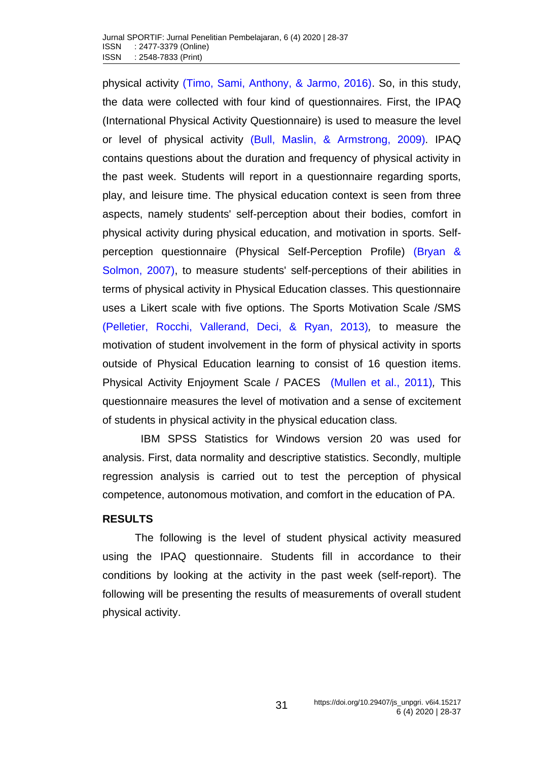physical activity (Timo, Sami, Anthony, & Jarmo, 2016). So, in this study, the data were collected with four kind of questionnaires. First, the IPAQ (International Physical Activity Questionnaire) is used to measure the level or level of physical activity (Bull, Maslin, & Armstrong, 2009). IPAQ contains questions about the duration and frequency of physical activity in the past week. Students will report in a questionnaire regarding sports, play, and leisure time. The physical education context is seen from three aspects, namely students' self-perception about their bodies, comfort in physical activity during physical education, and motivation in sports. Self-perception questionnaire (Physical Self-Perception Profile) (Bryan & Solmon, 2007), to measure students' self-perceptions of their abilities in terms of physical activity in Physical Education classes. This questionnaire uses a Likert scale with five options. The Sports Motivation Scale /SMS (Pelletier, Rocchi, Vallerand, Deci, & Ryan, 2013), to measure the motivation of student involvement in the form of physical activity in sports outside of Physical Education learning to consist of 16 question items. Physical Activity Enjoyment Scale / PACES (Mullen et al., 2011), This questionnaire measures the level of motivation and a sense of excitement of students in physical activity in the physical education class.

IBM SPSS Statistics for Windows version 20 was used for analysis. First, data normality and descriptive statistics. Secondly, multiple regression analysis is carried out to test the perception of physical competence, autonomous motivation, and comfort in the education of PA.

## RESULTS

The following is the level of student physical activity measured using the IPAQ questionnaire. Students fill in accordance to their conditions by looking at the activity in the past week (self-report). The following will be presenting the results of measurements of overall student physical activity.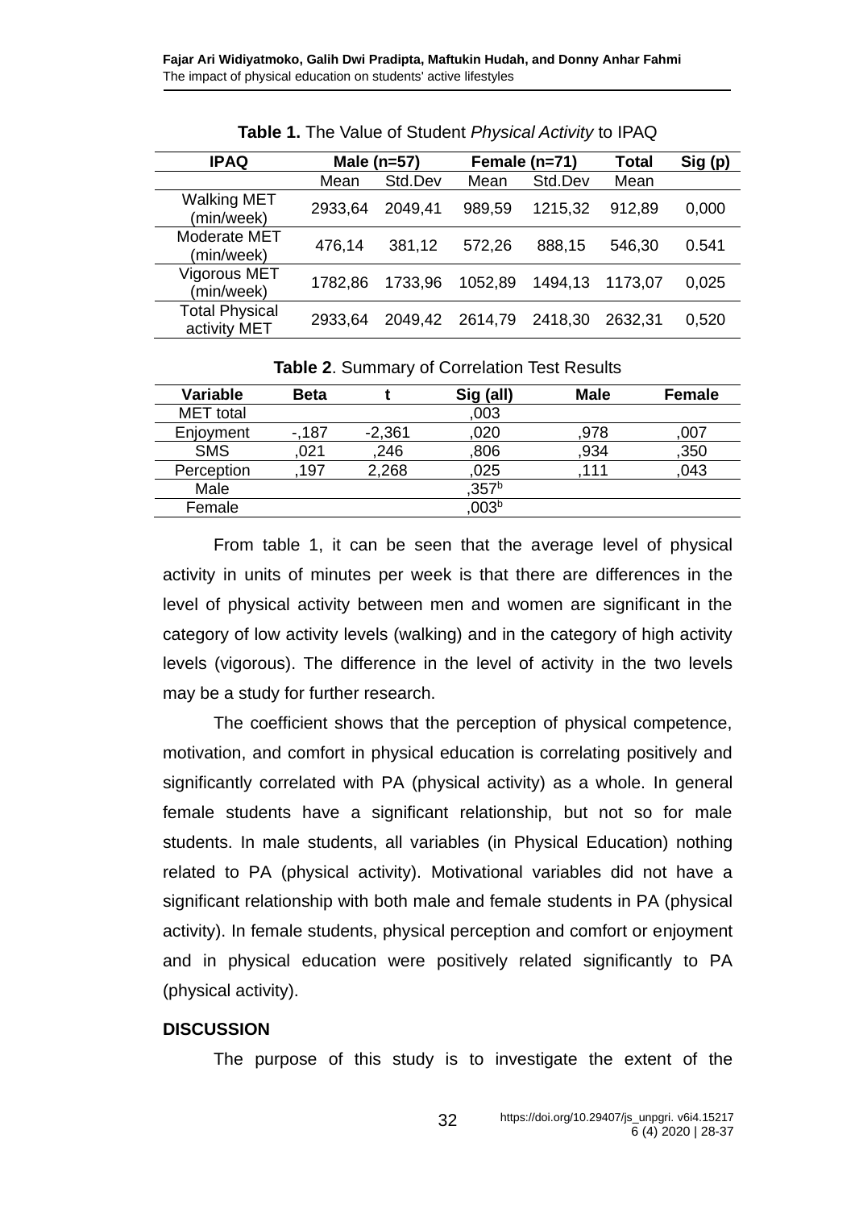**Table 1.** The Value of Student *Physical Activity* to IPAQ

| IPAQ | Male (n=57) | | Female (n=71) | | Total | Sig (p) |
|---|---|---|---|---|---|---|
| | Mean | Std.Dev | Mean | Std.Dev | Mean | |
| Walking MET (min/week) | 2933,64 | 2049,41 | 989,59 | 1215,32 | 912,89 | 0,000 |
| Moderate MET (min/week) | 476,14 | 381,12 | 572,26 | 888,15 | 546,30 | 0.541 |
| Vigorous MET (min/week) | 1782,86 | 1733,96 | 1052,89 | 1494,13 | 1173,07 | 0,025 |
| Total Physical activity MET | 2933,64 | 2049,42 | 2614,79 | 2418,30 | 2632,31 | 0,520 |

**Table 2**. Summary of Correlation Test Results

| Variable | Beta | t | Sig (all) | Male | Female |
|---|---|---|---|---|---|
| MET total | | | ,003 | | |
| Enjoyment | -,187 | -2,361 | ,020 | ,978 | ,007 |
| SMS | ,021 | ,246 | ,806 | ,934 | ,350 |
| Perception | ,197 | 2,268 | ,025 | ,111 | ,043 |
| Male | | | ,357[b] | | |
| Female | | | ,003[b] | | |

From table 1, it can be seen that the average level of physical activity in units of minutes per week is that there are differences in the level of physical activity between men and women are significant in the category of low activity levels (walking) and in the category of high activity levels (vigorous). The difference in the level of activity in the two levels may be a study for further research.

The coefficient shows that the perception of physical competence, motivation, and comfort in physical education is correlating positively and significantly correlated with PA (physical activity) as a whole. In general female students have a significant relationship, but not so for male students. In male students, all variables (in Physical Education) nothing related to PA (physical activity). Motivational variables did not have a significant relationship with both male and female students in PA (physical activity). In female students, physical perception and comfort or enjoyment and in physical education were positively related significantly to PA (physical activity).

## DISCUSSION

The purpose of this study is to investigate the extent of the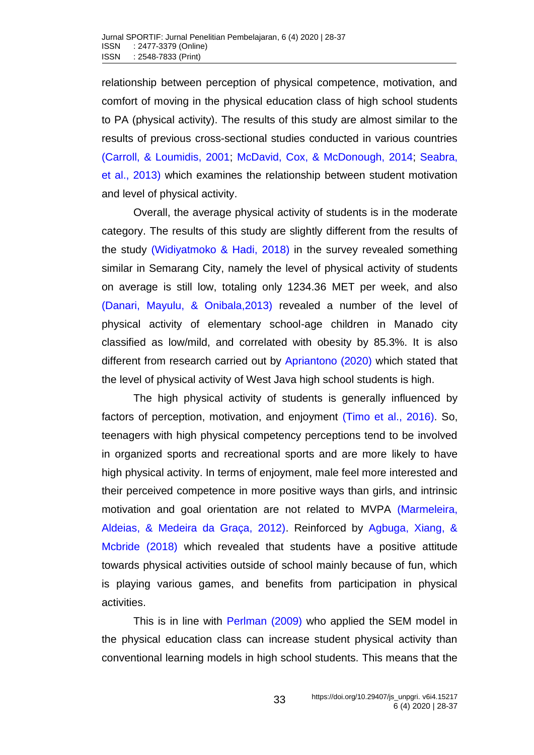relationship between perception of physical competence, motivation, and comfort of moving in the physical education class of high school students to PA (physical activity). The results of this study are almost similar to the results of previous cross-sectional studies conducted in various countries (Carroll, & Loumidis, 2001; McDavid, Cox, & McDonough, 2014; Seabra, et al., 2013) which examines the relationship between student motivation and level of physical activity.

Overall, the average physical activity of students is in the moderate category. The results of this study are slightly different from the results of the study (Widiyatmoko & Hadi, 2018) in the survey revealed something similar in Semarang City, namely the level of physical activity of students on average is still low, totaling only 1234.36 MET per week, and also (Danari, Mayulu, & Onibala,2013) revealed a number of the level of physical activity of elementary school-age children in Manado city classified as low/mild, and correlated with obesity by 85.3%. It is also different from research carried out by Apriantono (2020) which stated that the level of physical activity of West Java high school students is high.

The high physical activity of students is generally influenced by factors of perception, motivation, and enjoyment (Timo et al., 2016). So, teenagers with high physical competency perceptions tend to be involved in organized sports and recreational sports and are more likely to have high physical activity. In terms of enjoyment, male feel more interested and their perceived competence in more positive ways than girls, and intrinsic motivation and goal orientation are not related to MVPA (Marmeleira, Aldeias, & Medeira da Graça, 2012). Reinforced by Agbuga, Xiang, & Mcbride (2018) which revealed that students have a positive attitude towards physical activities outside of school mainly because of fun, which is playing various games, and benefits from participation in physical activities.

This is in line with Perlman (2009) who applied the SEM model in the physical education class can increase student physical activity than conventional learning models in high school students. This means that the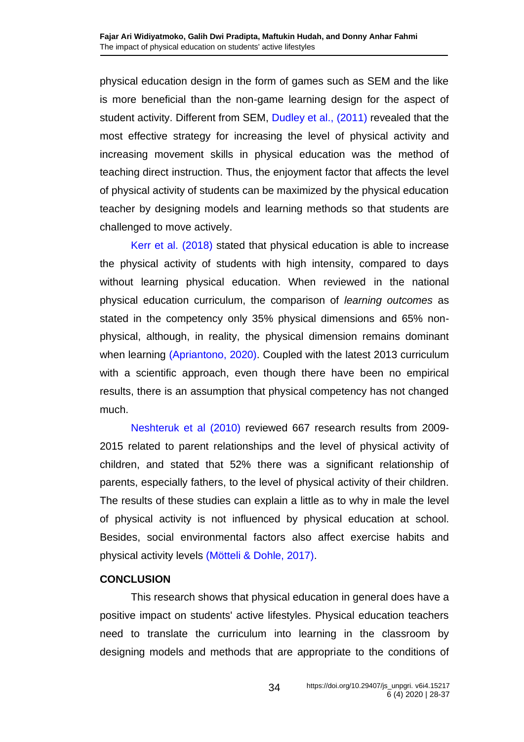physical education design in the form of games such as SEM and the like is more beneficial than the non-game learning design for the aspect of student activity. Different from SEM, Dudley et al., (2011) revealed that the most effective strategy for increasing the level of physical activity and increasing movement skills in physical education was the method of teaching direct instruction. Thus, the enjoyment factor that affects the level of physical activity of students can be maximized by the physical education teacher by designing models and learning methods so that students are challenged to move actively.

Kerr et al. (2018) stated that physical education is able to increase the physical activity of students with high intensity, compared to days without learning physical education. When reviewed in the national physical education curriculum, the comparison of *learning outcomes* as stated in the competency only 35% physical dimensions and 65% non-physical, although, in reality, the physical dimension remains dominant when learning (Apriantono, 2020). Coupled with the latest 2013 curriculum with a scientific approach, even though there have been no empirical results, there is an assumption that physical competency has not changed much.

Neshteruk et al (2010) reviewed 667 research results from 2009-2015 related to parent relationships and the level of physical activity of children, and stated that 52% there was a significant relationship of parents, especially fathers, to the level of physical activity of their children. The results of these studies can explain a little as to why in male the level of physical activity is not influenced by physical education at school. Besides, social environmental factors also affect exercise habits and physical activity levels (Mötteli & Dohle, 2017).

## CONCLUSION

This research shows that physical education in general does have a positive impact on students' active lifestyles. Physical education teachers need to translate the curriculum into learning in the classroom by designing models and methods that are appropriate to the conditions of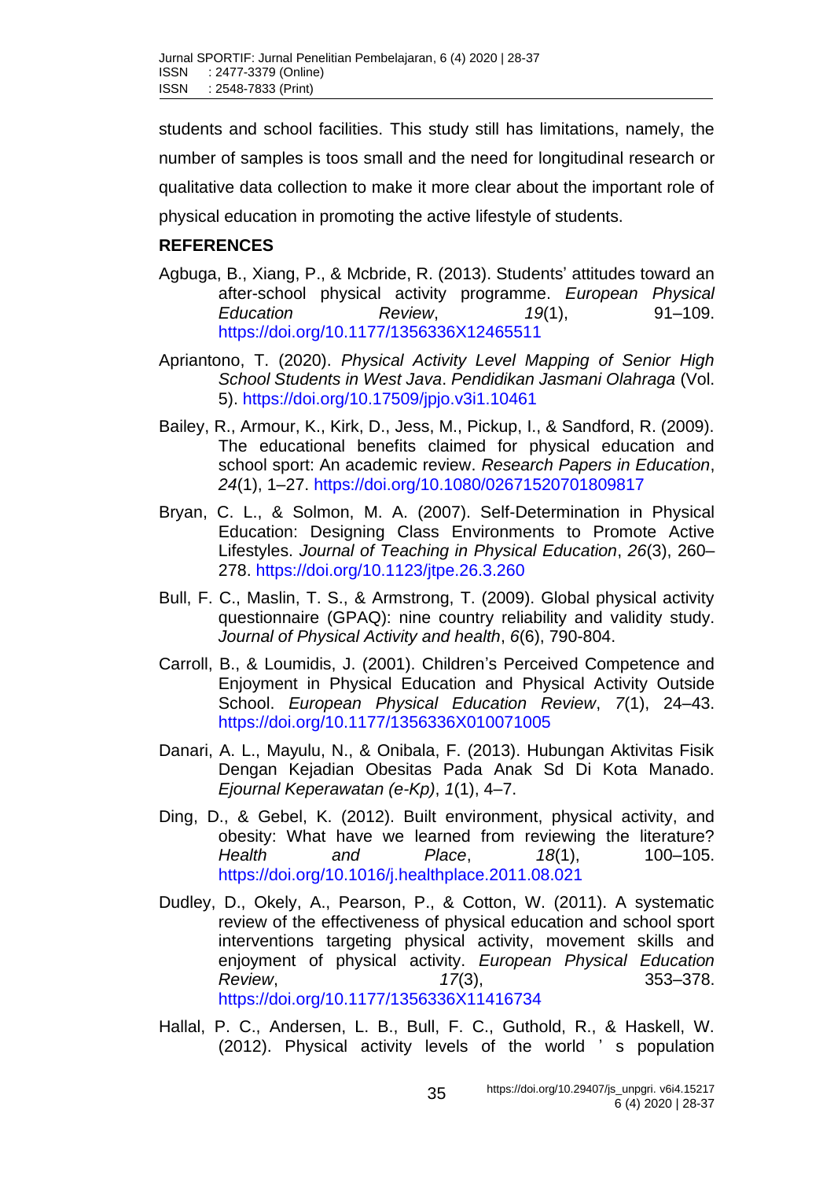students and school facilities. This study still has limitations, namely, the number of samples is toos small and the need for longitudinal research or qualitative data collection to make it more clear about the important role of physical education in promoting the active lifestyle of students.

## REFERENCES

Agbuga, B., Xiang, P., & Mcbride, R. (2013). Students' attitudes toward an after-school physical activity programme. *European Physical Education Review*, *19*(1), 91–109. https://doi.org/10.1177/1356336X12465511

Apriantono, T. (2020). *Physical Activity Level Mapping of Senior High School Students in West Java*. *Pendidikan Jasmani Olahraga* (Vol. 5). https://doi.org/10.17509/jpjo.v3i1.10461

Bailey, R., Armour, K., Kirk, D., Jess, M., Pickup, I., & Sandford, R. (2009). The educational benefits claimed for physical education and school sport: An academic review. *Research Papers in Education*, *24*(1), 1–27. https://doi.org/10.1080/02671520701809817

Bryan, C. L., & Solmon, M. A. (2007). Self-Determination in Physical Education: Designing Class Environments to Promote Active Lifestyles. *Journal of Teaching in Physical Education*, *26*(3), 260–278. https://doi.org/10.1123/jtpe.26.3.260

Bull, F. C., Maslin, T. S., & Armstrong, T. (2009). Global physical activity questionnaire (GPAQ): nine country reliability and validity study. *Journal of Physical Activity and health*, *6*(6), 790-804.

Carroll, B., & Loumidis, J. (2001). Children's Perceived Competence and Enjoyment in Physical Education and Physical Activity Outside School. *European Physical Education Review*, *7*(1), 24–43. https://doi.org/10.1177/1356336X010071005

Danari, A. L., Mayulu, N., & Onibala, F. (2013). Hubungan Aktivitas Fisik Dengan Kejadian Obesitas Pada Anak Sd Di Kota Manado. *Ejournal Keperawatan (e-Kp)*, *1*(1), 4–7.

Ding, D., & Gebel, K. (2012). Built environment, physical activity, and obesity: What have we learned from reviewing the literature? *Health and Place*, *18*(1), 100–105. https://doi.org/10.1016/j.healthplace.2011.08.021

Dudley, D., Okely, A., Pearson, P., & Cotton, W. (2011). A systematic review of the effectiveness of physical education and school sport interventions targeting physical activity, movement skills and enjoyment of physical activity. *European Physical Education Review*, *17*(3), 353–378. https://doi.org/10.1177/1356336X11416734

Hallal, P. C., Andersen, L. B., Bull, F. C., Guthold, R., & Haskell, W. (2012). Physical activity levels of the world ' s population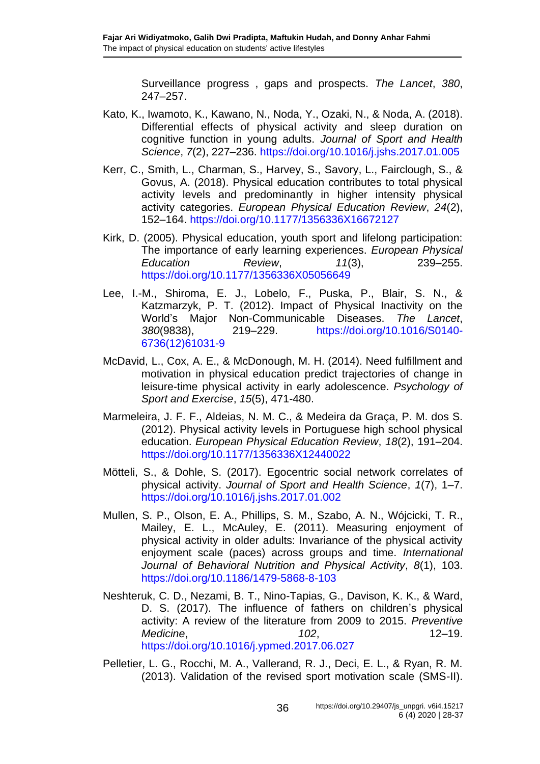Surveillance progress , gaps and prospects. *The Lancet*, *380*, 247–257.

Kato, K., Iwamoto, K., Kawano, N., Noda, Y., Ozaki, N., & Noda, A. (2018). Differential effects of physical activity and sleep duration on cognitive function in young adults. *Journal of Sport and Health Science*, *7*(2), 227–236. https://doi.org/10.1016/j.jshs.2017.01.005

Kerr, C., Smith, L., Charman, S., Harvey, S., Savory, L., Fairclough, S., & Govus, A. (2018). Physical education contributes to total physical activity levels and predominantly in higher intensity physical activity categories. *European Physical Education Review*, *24*(2), 152–164. https://doi.org/10.1177/1356336X16672127

Kirk, D. (2005). Physical education, youth sport and lifelong participation: The importance of early learning experiences. *European Physical Education Review*, *11*(3), 239–255. https://doi.org/10.1177/1356336X05056649

Lee, I.-M., Shiroma, E. J., Lobelo, F., Puska, P., Blair, S. N., & Katzmarzyk, P. T. (2012). Impact of Physical Inactivity on the World's Major Non-Communicable Diseases. *The Lancet*, *380*(9838), 219–229. https://doi.org/10.1016/S0140-6736(12)61031-9

McDavid, L., Cox, A. E., & McDonough, M. H. (2014). Need fulfillment and motivation in physical education predict trajectories of change in leisure-time physical activity in early adolescence. *Psychology of Sport and Exercise*, *15*(5), 471-480.

Marmeleira, J. F. F., Aldeias, N. M. C., & Medeira da Graça, P. M. dos S. (2012). Physical activity levels in Portuguese high school physical education. *European Physical Education Review*, *18*(2), 191–204. https://doi.org/10.1177/1356336X12440022

Mötteli, S., & Dohle, S. (2017). Egocentric social network correlates of physical activity. *Journal of Sport and Health Science*, *1*(7), 1–7. https://doi.org/10.1016/j.jshs.2017.01.002

Mullen, S. P., Olson, E. A., Phillips, S. M., Szabo, A. N., Wójcicki, T. R., Mailey, E. L., McAuley, E. (2011). Measuring enjoyment of physical activity in older adults: Invariance of the physical activity enjoyment scale (paces) across groups and time. *International Journal of Behavioral Nutrition and Physical Activity*, *8*(1), 103. https://doi.org/10.1186/1479-5868-8-103

Neshteruk, C. D., Nezami, B. T., Nino-Tapias, G., Davison, K. K., & Ward, D. S. (2017). The influence of fathers on children's physical activity: A review of the literature from 2009 to 2015. *Preventive Medicine*, *102*, 12–19. https://doi.org/10.1016/j.ypmed.2017.06.027

Pelletier, L. G., Rocchi, M. A., Vallerand, R. J., Deci, E. L., & Ryan, R. M. (2013). Validation of the revised sport motivation scale (SMS-II).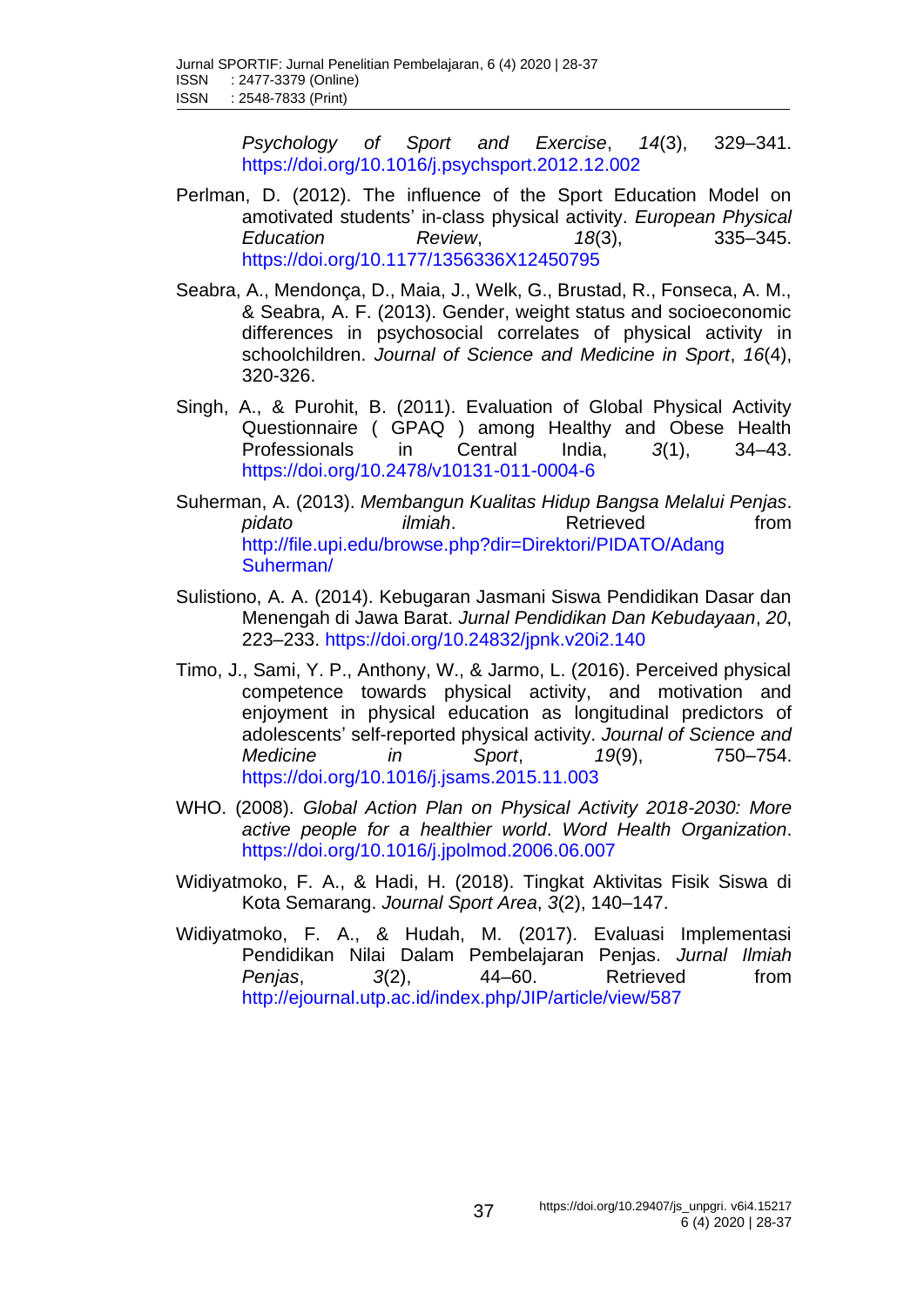*Psychology of Sport and Exercise*, *14*(3), 329–341. https://doi.org/10.1016/j.psychsport.2012.12.002

Perlman, D. (2012). The influence of the Sport Education Model on amotivated students' in-class physical activity. *European Physical Education Review*, *18*(3), 335–345. https://doi.org/10.1177/1356336X12450795

Seabra, A., Mendonça, D., Maia, J., Welk, G., Brustad, R., Fonseca, A. M., & Seabra, A. F. (2013). Gender, weight status and socioeconomic differences in psychosocial correlates of physical activity in schoolchildren. *Journal of Science and Medicine in Sport*, *16*(4), 320-326.

Singh, A., & Purohit, B. (2011). Evaluation of Global Physical Activity Questionnaire ( GPAQ ) among Healthy and Obese Health Professionals in Central India, *3*(1), 34–43. https://doi.org/10.2478/v10131-011-0004-6

Suherman, A. (2013). *Membangun Kualitas Hidup Bangsa Melalui Penjas*. *pidato ilmiah*. Retrieved from http://file.upi.edu/browse.php?dir=Direktori/PIDATO/Adang Suherman/

Sulistiono, A. A. (2014). Kebugaran Jasmani Siswa Pendidikan Dasar dan Menengah di Jawa Barat. *Jurnal Pendidikan Dan Kebudayaan*, *20*, 223–233. https://doi.org/10.24832/jpnk.v20i2.140

Timo, J., Sami, Y. P., Anthony, W., & Jarmo, L. (2016). Perceived physical competence towards physical activity, and motivation and enjoyment in physical education as longitudinal predictors of adolescents' self-reported physical activity. *Journal of Science and Medicine in Sport*, *19*(9), 750–754. https://doi.org/10.1016/j.jsams.2015.11.003

WHO. (2008). *Global Action Plan on Physical Activity 2018-2030: More active people for a healthier world*. *Word Health Organization*. https://doi.org/10.1016/j.jpolmod.2006.06.007

Widiyatmoko, F. A., & Hadi, H. (2018). Tingkat Aktivitas Fisik Siswa di Kota Semarang. *Journal Sport Area*, *3*(2), 140–147.

Widiyatmoko, F. A., & Hudah, M. (2017). Evaluasi Implementasi Pendidikan Nilai Dalam Pembelajaran Penjas. *Jurnal Ilmiah Penjas*, *3*(2), 44–60. Retrieved from http://ejournal.utp.ac.id/index.php/JIP/article/view/587